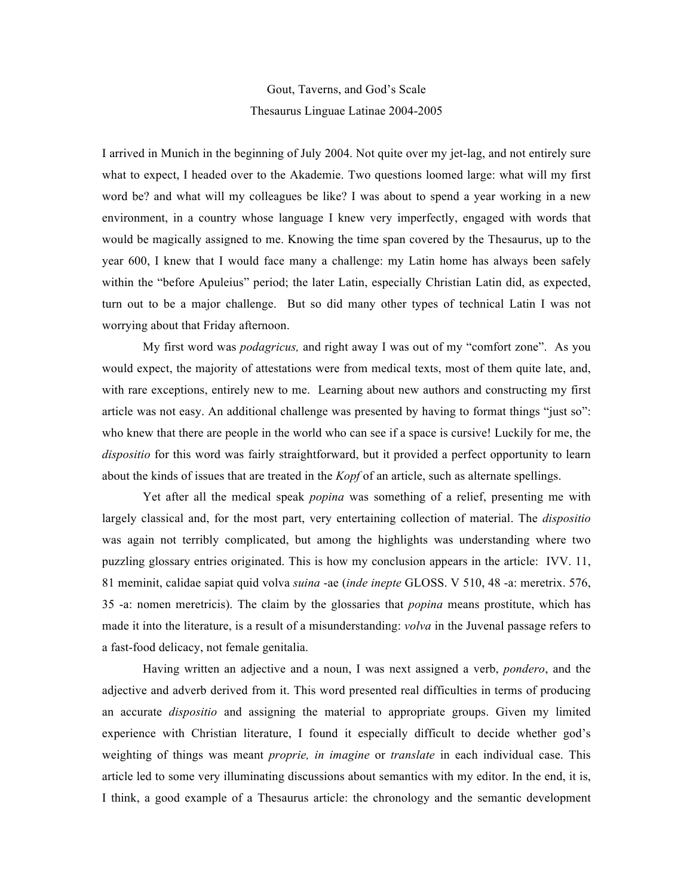# Gout, Taverns, and God's Scale

## Thesaurus Linguae Latinae 2004-2005

I arrived in Munich in the beginning of July 2004. Not quite over my jet-lag, and not entirely sure what to expect, I headed over to the Akademie. Two questions loomed large: what will my first word be? and what will my colleagues be like? I was about to spend a year working in a new environment, in a country whose language I knew very imperfectly, engaged with words that would be magically assigned to me. Knowing the time span covered by the Thesaurus, up to the year 600, I knew that I would face many a challenge: my Latin home has always been safely within the "before Apuleius" period; the later Latin, especially Christian Latin did, as expected, turn out to be a major challenge. But so did many other types of technical Latin I was not worrying about that Friday afternoon.

My first word was *podagricus,* and right away I was out of my "comfort zone". As you would expect, the majority of attestations were from medical texts, most of them quite late, and, with rare exceptions, entirely new to me. Learning about new authors and constructing my first article was not easy. An additional challenge was presented by having to format things "just so": who knew that there are people in the world who can see if a space is cursive! Luckily for me, the *dispositio* for this word was fairly straightforward, but it provided a perfect opportunity to learn about the kinds of issues that are treated in the *Kopf* of an article, such as alternate spellings.

Yet after all the medical speak *popina* was something of a relief, presenting me with largely classical and, for the most part, very entertaining collection of material. The *dispositio* was again not terribly complicated, but among the highlights was understanding where two puzzling glossary entries originated. This is how my conclusion appears in the article: IVV. 11, 81 meminit, calidae sapiat quid volva *suina* -ae (*inde inepte* GLOSS. V 510, 48 -a: meretrix. 576, 35 -a: nomen meretricis). The claim by the glossaries that *popina* means prostitute, which has made it into the literature, is a result of a misunderstanding: *volva* in the Juvenal passage refers to a fast-food delicacy, not female genitalia.

Having written an adjective and a noun, I was next assigned a verb, *pondero*, and the adjective and adverb derived from it. This word presented real difficulties in terms of producing an accurate *dispositio* and assigning the material to appropriate groups. Given my limited experience with Christian literature, I found it especially difficult to decide whether god's weighting of things was meant *proprie, in imagine* or *translate* in each individual case. This article led to some very illuminating discussions about semantics with my editor. In the end, it is, I think, a good example of a Thesaurus article: the chronology and the semantic development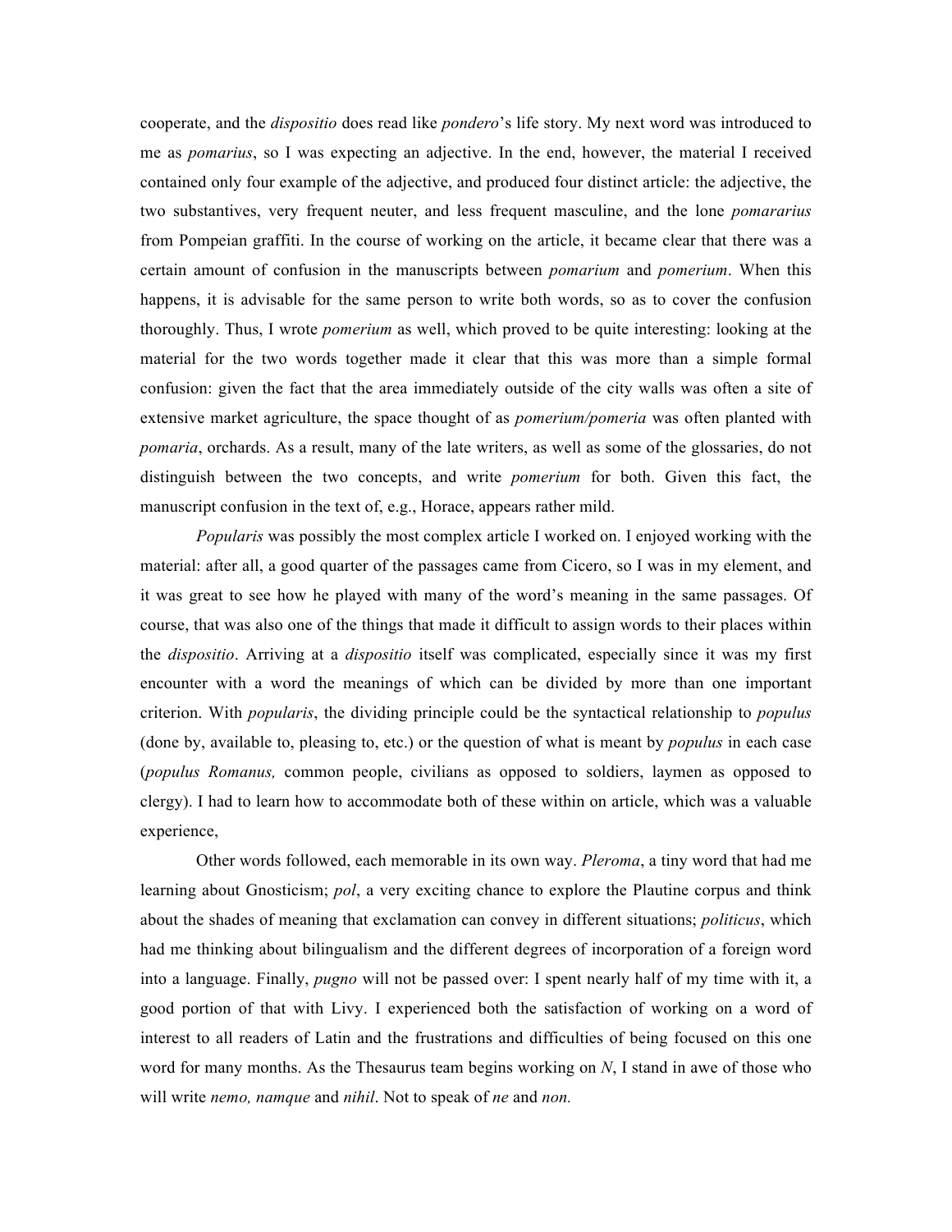cooperate, and the *dispositio* does read like *pondero*'s life story. My next word was introduced to me as *pomarius*, so I was expecting an adjective. In the end, however, the material I received contained only four example of the adjective, and produced four distinct article: the adjective, the two substantives, very frequent neuter, and less frequent masculine, and the lone *pomararius* from Pompeian graffiti. In the course of working on the article, it became clear that there was a certain amount of confusion in the manuscripts between *pomarium* and *pomerium*. When this happens, it is advisable for the same person to write both words, so as to cover the confusion thoroughly. Thus, I wrote *pomerium* as well, which proved to be quite interesting: looking at the material for the two words together made it clear that this was more than a simple formal confusion: given the fact that the area immediately outside of the city walls was often a site of extensive market agriculture, the space thought of as *pomerium/pomeria* was often planted with *pomaria*, orchards. As a result, many of the late writers, as well as some of the glossaries, do not distinguish between the two concepts, and write *pomerium* for both. Given this fact, the manuscript confusion in the text of, e.g., Horace, appears rather mild.

*Popularis* was possibly the most complex article I worked on. I enjoyed working with the material: after all, a good quarter of the passages came from Cicero, so I was in my element, and it was great to see how he played with many of the word's meaning in the same passages. Of course, that was also one of the things that made it difficult to assign words to their places within the *dispositio*. Arriving at a *dispositio* itself was complicated, especially since it was my first encounter with a word the meanings of which can be divided by more than one important criterion. With *popularis*, the dividing principle could be the syntactical relationship to *populus* (done by, available to, pleasing to, etc.) or the question of what is meant by *populus* in each case (*populus Romanus,* common people, civilians as opposed to soldiers, laymen as opposed to clergy). I had to learn how to accommodate both of these within on article, which was a valuable experience,

Other words followed, each memorable in its own way. *Pleroma*, a tiny word that had me learning about Gnosticism; *pol*, a very exciting chance to explore the Plautine corpus and think about the shades of meaning that exclamation can convey in different situations; *politicus*, which had me thinking about bilingualism and the different degrees of incorporation of a foreign word into a language. Finally, *pugno* will not be passed over: I spent nearly half of my time with it, a good portion of that with Livy. I experienced both the satisfaction of working on a word of interest to all readers of Latin and the frustrations and difficulties of being focused on this one word for many months. As the Thesaurus team begins working on *N*, I stand in awe of those who will write *nemo, namque* and *nihil*. Not to speak of *ne* and *non.*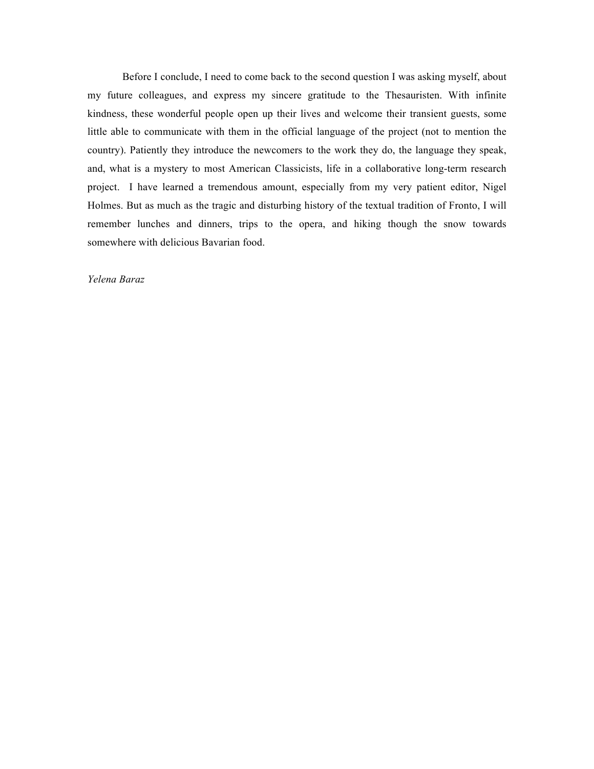Before I conclude, I need to come back to the second question I was asking myself, about my future colleagues, and express my sincere gratitude to the Thesauristen. With infinite kindness, these wonderful people open up their lives and welcome their transient guests, some little able to communicate with them in the official language of the project (not to mention the country). Patiently they introduce the newcomers to the work they do, the language they speak, and, what is a mystery to most American Classicists, life in a collaborative long-term research project. I have learned a tremendous amount, especially from my very patient editor, Nigel Holmes. But as much as the tragic and disturbing history of the textual tradition of Fronto, I will remember lunches and dinners, trips to the opera, and hiking though the snow towards somewhere with delicious Bavarian food.

*Yelena Baraz*